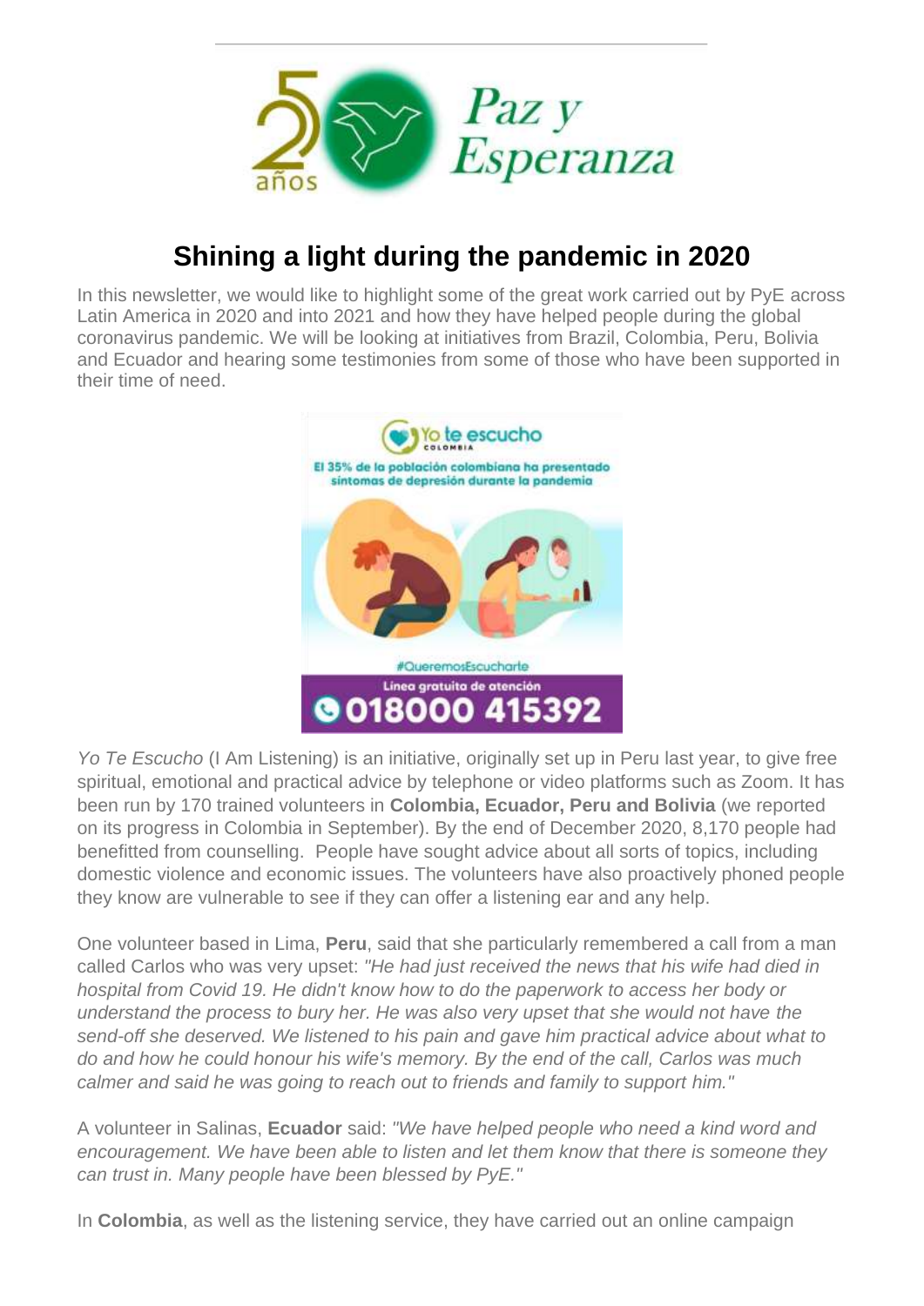# Shining a light during the pandemic in 2020

In this newsletter, we would like to highlight some of the great work carried out by PyE across Latin America in 2020 and into 2021 and how they have helped people during the global coronavirus pandemic. We will be looking at initiatives from Brazil, Colombia, Peru, Bolivia and Ecuador and hearing some testimonies from some of those who have been supported in their time of need.

*Yo Te Escucho* (I Am Listening) is an initiative, originally set up in Peru last year, to give free spiritual, emotional and practical advice by telephone or video platforms such as Zoom. It has been run by 170 trained volunteers in **Colombia, Ecuador, Peru and Bolivia** (we reported on its progress in Colombia in September). By the end of December 2020, 8,170 people had benefitted from counselling. People have sought advice about all sorts of topics, including domestic violence and economic issues. The volunteers have also proactively phoned people they know are vulnerable to see if they can offer a listening ear and any help.

One volunteer based in Lima, **Peru**, said that she particularly remembered a call from a man called Carlos who was very upset: *"He had just received the news that his wife had died in hospital from Covid 19. He didn't know how to do the paperwork to access her body or understand the process to bury her. He was also very upset that she would not have the send-off she deserved. We listened to his pain and gave him practical advice about what to do and how he could honour his wife's memory. By the end of the call, Carlos was much calmer and said he was going to reach out to friends and family to support him."*

A volunteer in Salinas, **Ecuador** said: *"We have helped people who need a kind word and encouragement. We have been able to listen and let them know that there is someone they can trust in. Many people have been blessed by PyE."*

In **Colombia**, as well as the listening service, they have carried out an online campaign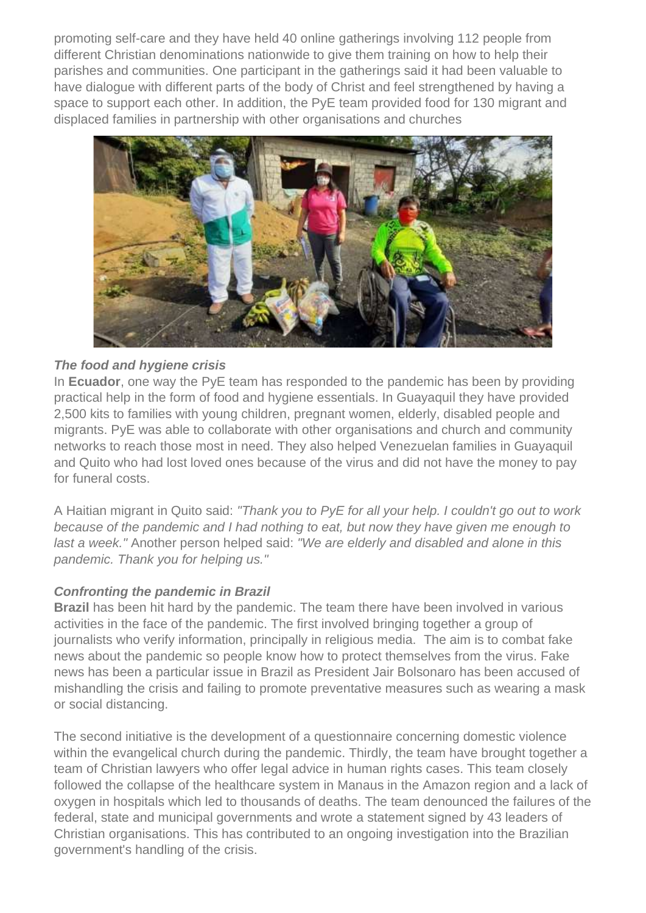promoting self-care and they have held 40 online gatherings involving 112 people from different Christian denominations nationwide to give them training on how to help their parishes and communities. One participant in the gatherings said it had been valuable to have dialogue with different parts of the body of Christ and feel strengthened by having a space to support each other. In addition, the PyE team provided food for 130 migrant and displaced families in partnership with other organisations and churches

***The food and hygiene crisis***

In **Ecuador**, one way the PyE team has responded to the pandemic has been by providing practical help in the form of food and hygiene essentials. In Guayaquil they have provided 2,500 kits to families with young children, pregnant women, elderly, disabled people and migrants. PyE was able to collaborate with other organisations and church and community networks to reach those most in need. They also helped Venezuelan families in Guayaquil and Quito who had lost loved ones because of the virus and did not have the money to pay for funeral costs.

A Haitian migrant in Quito said: *"Thank you to PyE for all your help. I couldn't go out to work because of the pandemic and I had nothing to eat, but now they have given me enough to last a week."* Another person helped said: *"We are elderly and disabled and alone in this pandemic. Thank you for helping us."*

***Confronting the pandemic in Brazil***

**Brazil** has been hit hard by the pandemic. The team there have been involved in various activities in the face of the pandemic. The first involved bringing together a group of journalists who verify information, principally in religious media. The aim is to combat fake news about the pandemic so people know how to protect themselves from the virus. Fake news has been a particular issue in Brazil as President Jair Bolsonaro has been accused of mishandling the crisis and failing to promote preventative measures such as wearing a mask or social distancing.

The second initiative is the development of a questionnaire concerning domestic violence within the evangelical church during the pandemic. Thirdly, the team have brought together a team of Christian lawyers who offer legal advice in human rights cases. This team closely followed the collapse of the healthcare system in Manaus in the Amazon region and a lack of oxygen in hospitals which led to thousands of deaths. The team denounced the failures of the federal, state and municipal governments and wrote a statement signed by 43 leaders of Christian organisations. This has contributed to an ongoing investigation into the Brazilian government's handling of the crisis.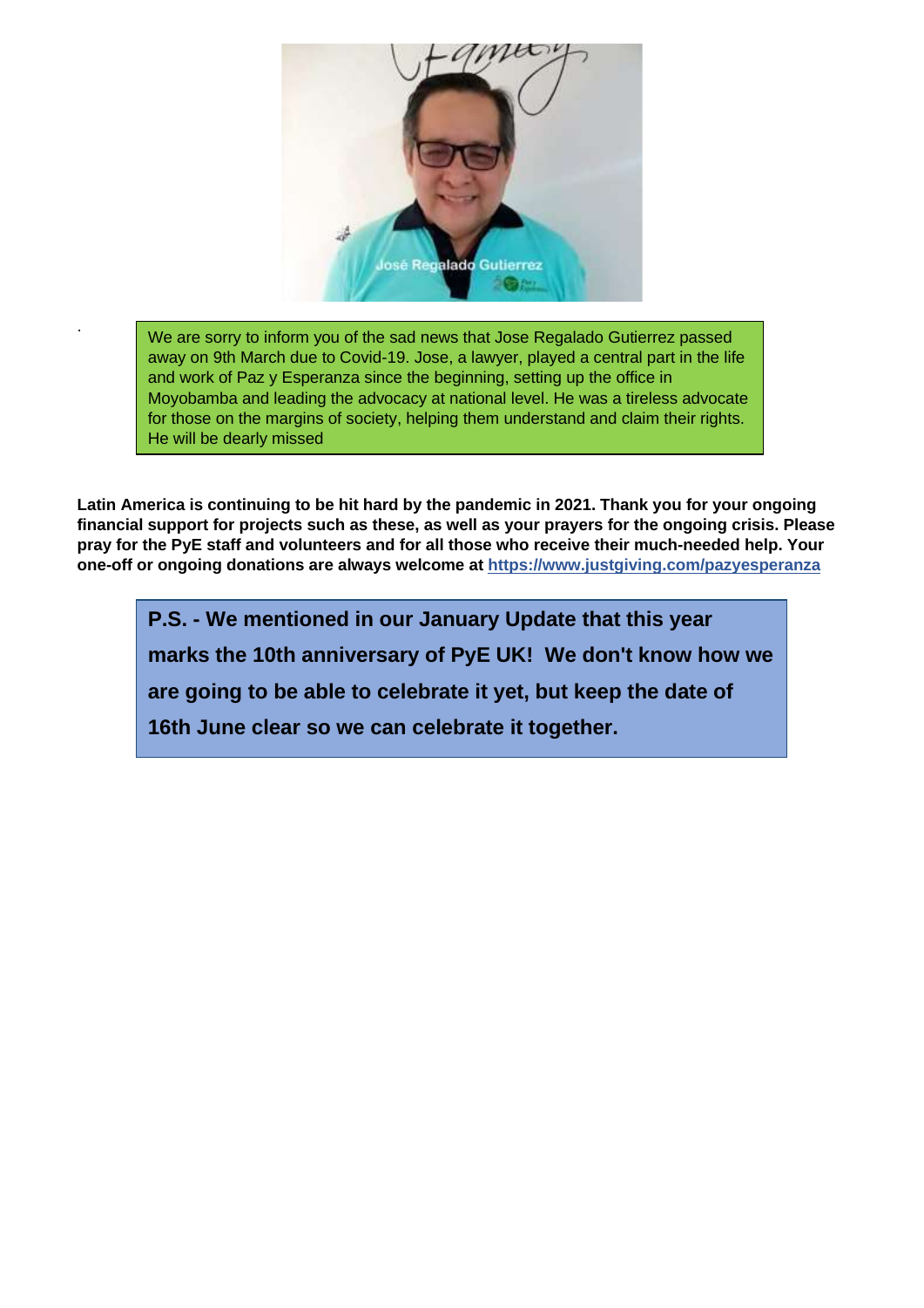We are sorry to inform you of the sad news that Jose Regalado Gutierrez passed away on 9th March due to Covid-19. Jose, a lawyer, played a central part in the life and work of Paz y Esperanza since the beginning, setting up the office in Moyobamba and leading the advocacy at national level. He was a tireless advocate for those on the margins of society, helping them understand and claim their rights. He will be dearly missed

**Latin America is continuing to be hit hard by the pandemic in 2021. Thank you for your ongoing financial support for projects such as these, as well as your prayers for the ongoing crisis. Please pray for the PyE staff and volunteers and for all those who receive their much-needed help. Your one-off or ongoing donations are always welcome at https://www.justgiving.com/pazyesperanza**

**P.S. - We mentioned in our January Update that this year marks the 10th anniversary of PyE UK! We don't know how we are going to be able to celebrate it yet, but keep the date of 16th June clear so we can celebrate it together.**